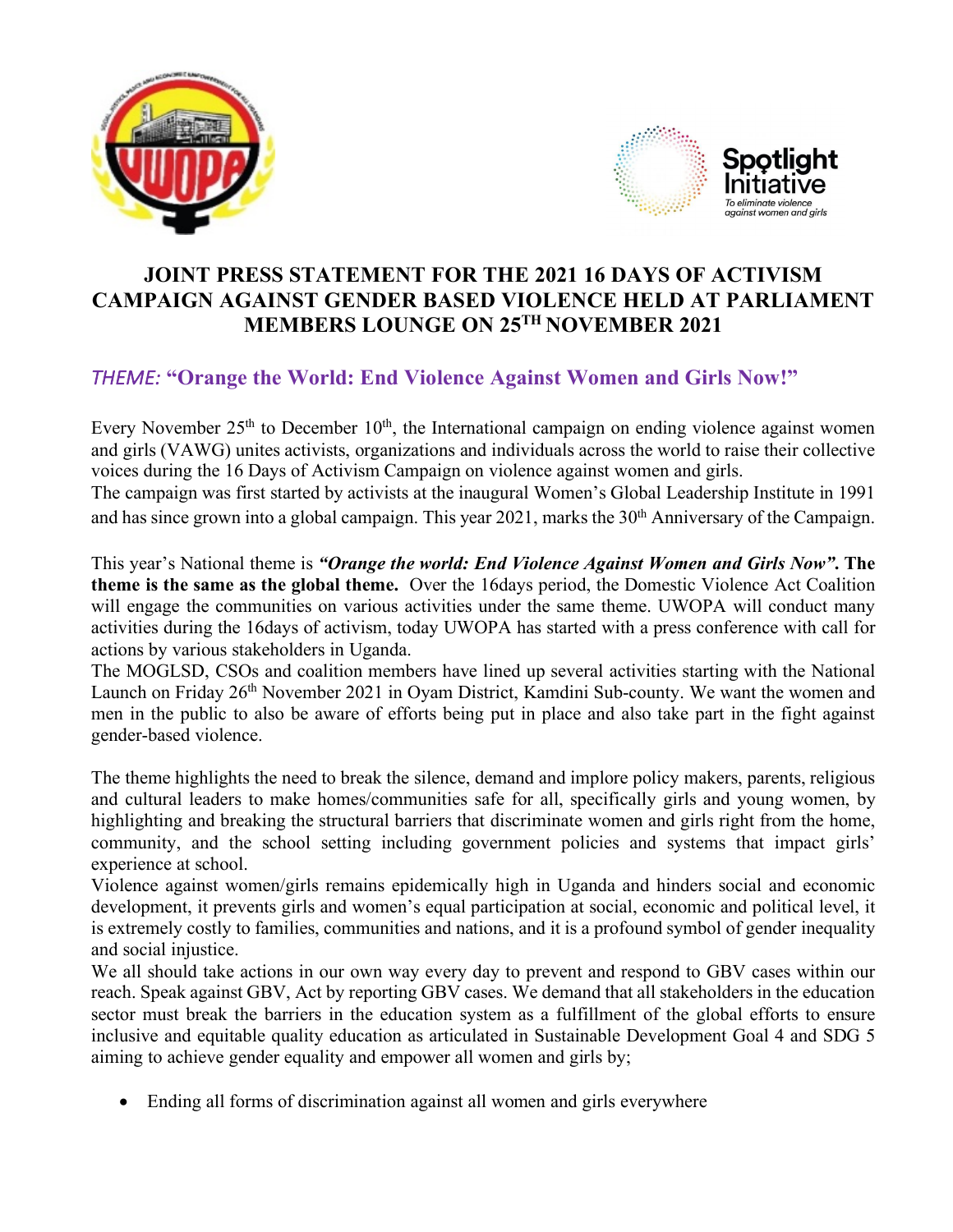# JOINT PRESS STATEMENT FOR THE 2021 16 DAYS OF ACTIVISM CAMPAIGN AGAINST GENDER BASED VIOLENCE HELD AT PARLIAMENT MEMBERS LOUNGE ON 25TH NOVEMBER 2021

## *THEME:* "Orange the World: End Violence Against Women and Girls Now!"

Every November 25th to December 10th, the International campaign on ending violence against women and girls (VAWG) unites activists, organizations and individuals across the world to raise their collective voices during the 16 Days of Activism Campaign on violence against women and girls.
The campaign was first started by activists at the inaugural Women's Global Leadership Institute in 1991 and has since grown into a global campaign. This year 2021, marks the 30th Anniversary of the Campaign.

This year's National theme is ***"Orange the world: End Violence Against Women and Girls Now"*. The theme is the same as the global theme.** Over the 16days period, the Domestic Violence Act Coalition will engage the communities on various activities under the same theme. UWOPA will conduct many activities during the 16days of activism, today UWOPA has started with a press conference with call for actions by various stakeholders in Uganda.
The MOGLSD, CSOs and coalition members have lined up several activities starting with the National Launch on Friday 26th November 2021 in Oyam District, Kamdini Sub-county. We want the women and men in the public to also be aware of efforts being put in place and also take part in the fight against gender-based violence.

The theme highlights the need to break the silence, demand and implore policy makers, parents, religious and cultural leaders to make homes/communities safe for all, specifically girls and young women, by highlighting and breaking the structural barriers that discriminate women and girls right from the home, community, and the school setting including government policies and systems that impact girls' experience at school.
Violence against women/girls remains epidemically high in Uganda and hinders social and economic development, it prevents girls and women's equal participation at social, economic and political level, it is extremely costly to families, communities and nations, and it is a profound symbol of gender inequality and social injustice.
We all should take actions in our own way every day to prevent and respond to GBV cases within our reach. Speak against GBV, Act by reporting GBV cases. We demand that all stakeholders in the education sector must break the barriers in the education system as a fulfillment of the global efforts to ensure inclusive and equitable quality education as articulated in Sustainable Development Goal 4 and SDG 5 aiming to achieve gender equality and empower all women and girls by;

- Ending all forms of discrimination against all women and girls everywhere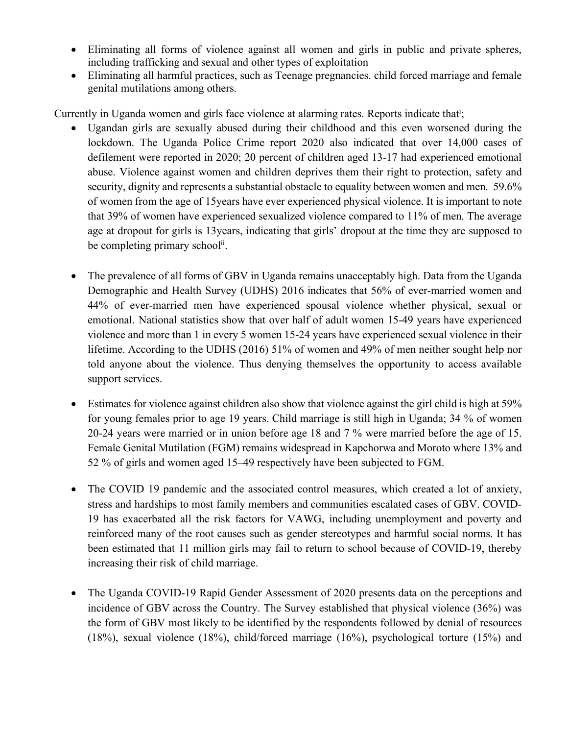- Eliminating all forms of violence against all women and girls in public and private spheres, including trafficking and sexual and other types of exploitation
- Eliminating all harmful practices, such as Teenage pregnancies. child forced marriage and female genital mutilations among others.

Currently in Uganda women and girls face violence at alarming rates. Reports indicate that[i];

- Ugandan girls are sexually abused during their childhood and this even worsened during the lockdown. The Uganda Police Crime report 2020 also indicated that over 14,000 cases of defilement were reported in 2020; 20 percent of children aged 13-17 had experienced emotional abuse. Violence against women and children deprives them their right to protection, safety and security, dignity and represents a substantial obstacle to equality between women and men. 59.6% of women from the age of 15years have ever experienced physical violence. It is important to note that 39% of women have experienced sexualized violence compared to 11% of men. The average age at dropout for girls is 13years, indicating that girls' dropout at the time they are supposed to be completing primary school[ii].

- The prevalence of all forms of GBV in Uganda remains unacceptably high. Data from the Uganda Demographic and Health Survey (UDHS) 2016 indicates that 56% of ever-married women and 44% of ever-married men have experienced spousal violence whether physical, sexual or emotional. National statistics show that over half of adult women 15-49 years have experienced violence and more than 1 in every 5 women 15-24 years have experienced sexual violence in their lifetime. According to the UDHS (2016) 51% of women and 49% of men neither sought help nor told anyone about the violence. Thus denying themselves the opportunity to access available support services.

- Estimates for violence against children also show that violence against the girl child is high at 59% for young females prior to age 19 years. Child marriage is still high in Uganda; 34 % of women 20-24 years were married or in union before age 18 and 7 % were married before the age of 15. Female Genital Mutilation (FGM) remains widespread in Kapchorwa and Moroto where 13% and 52 % of girls and women aged 15–49 respectively have been subjected to FGM.

- The COVID 19 pandemic and the associated control measures, which created a lot of anxiety, stress and hardships to most family members and communities escalated cases of GBV. COVID-19 has exacerbated all the risk factors for VAWG, including unemployment and poverty and reinforced many of the root causes such as gender stereotypes and harmful social norms. It has been estimated that 11 million girls may fail to return to school because of COVID-19, thereby increasing their risk of child marriage.

- The Uganda COVID-19 Rapid Gender Assessment of 2020 presents data on the perceptions and incidence of GBV across the Country. The Survey established that physical violence (36%) was the form of GBV most likely to be identified by the respondents followed by denial of resources (18%), sexual violence (18%), child/forced marriage (16%), psychological torture (15%) and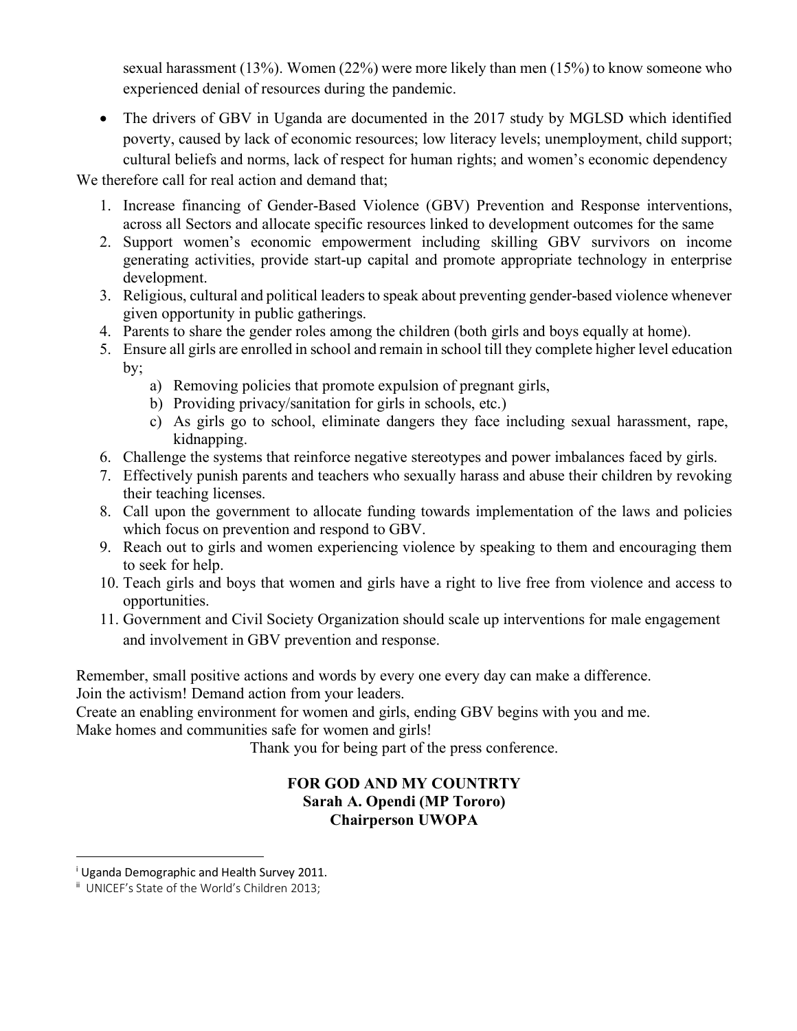sexual harassment (13%). Women (22%) were more likely than men (15%) to know someone who experienced denial of resources during the pandemic.

- The drivers of GBV in Uganda are documented in the 2017 study by MGLSD which identified poverty, caused by lack of economic resources; low literacy levels; unemployment, child support; cultural beliefs and norms, lack of respect for human rights; and women's economic dependency

We therefore call for real action and demand that;

1. Increase financing of Gender-Based Violence (GBV) Prevention and Response interventions, across all Sectors and allocate specific resources linked to development outcomes for the same
2. Support women's economic empowerment including skilling GBV survivors on income generating activities, provide start-up capital and promote appropriate technology in enterprise development.
3. Religious, cultural and political leaders to speak about preventing gender-based violence whenever given opportunity in public gatherings.
4. Parents to share the gender roles among the children (both girls and boys equally at home).
5. Ensure all girls are enrolled in school and remain in school till they complete higher level education by;
   a) Removing policies that promote expulsion of pregnant girls,
   b) Providing privacy/sanitation for girls in schools, etc.)
   c) As girls go to school, eliminate dangers they face including sexual harassment, rape, kidnapping.
6. Challenge the systems that reinforce negative stereotypes and power imbalances faced by girls.
7. Effectively punish parents and teachers who sexually harass and abuse their children by revoking their teaching licenses.
8. Call upon the government to allocate funding towards implementation of the laws and policies which focus on prevention and respond to GBV.
9. Reach out to girls and women experiencing violence by speaking to them and encouraging them to seek for help.
10. Teach girls and boys that women and girls have a right to live free from violence and access to opportunities.
11. Government and Civil Society Organization should scale up interventions for male engagement and involvement in GBV prevention and response.

Remember, small positive actions and words by every one every day can make a difference.
Join the activism! Demand action from your leaders.
Create an enabling environment for women and girls, ending GBV begins with you and me.
Make homes and communities safe for women and girls!

Thank you for being part of the press conference.

**FOR GOD AND MY COUNTRTY**
**Sarah A. Opendi (MP Tororo)**
**Chairperson UWOPA**

---

[i] Uganda Demographic and Health Survey 2011.
[ii] UNICEF's State of the World's Children 2013;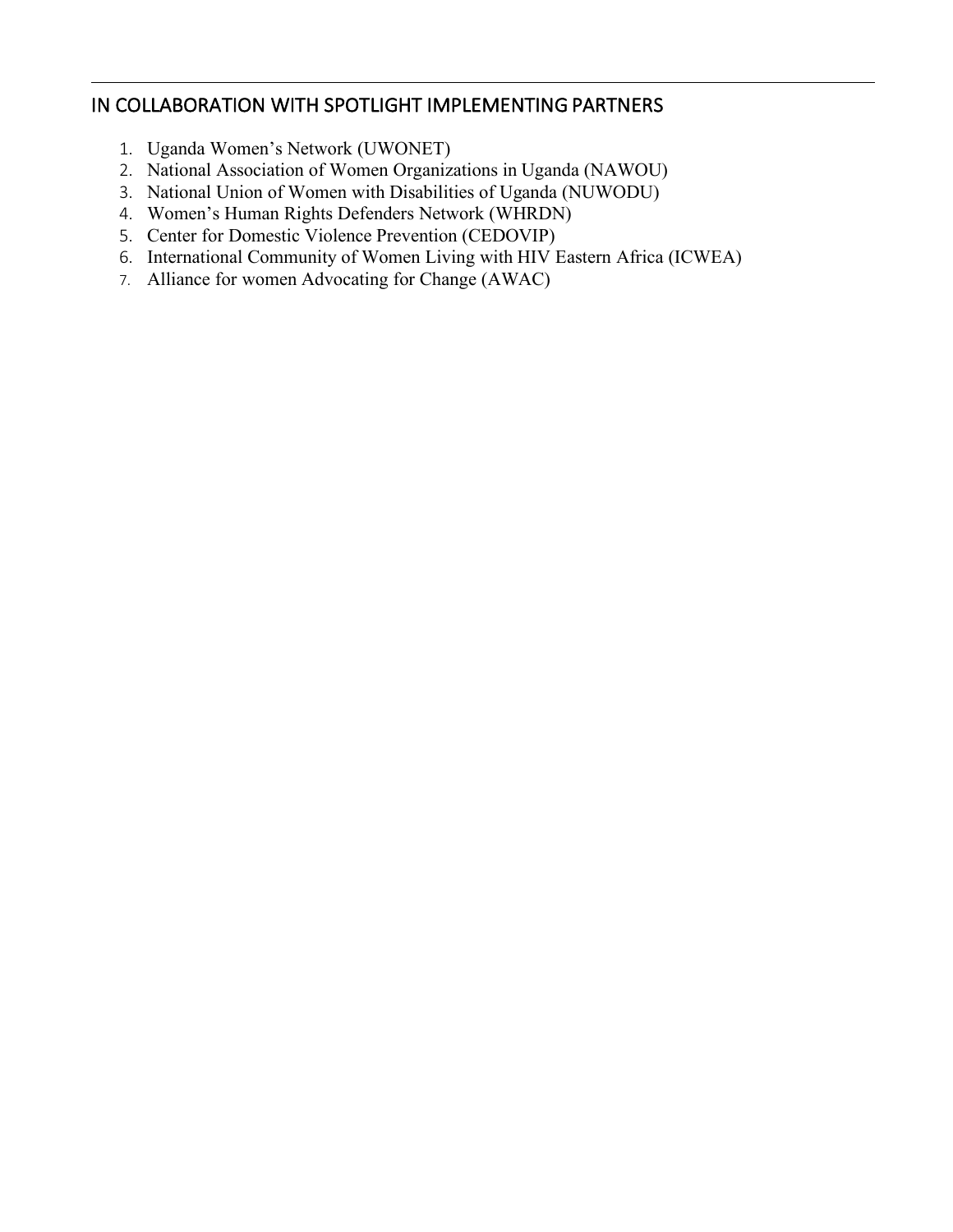## IN COLLABORATION WITH SPOTLIGHT IMPLEMENTING PARTNERS

1. Uganda Women's Network (UWONET)
2. National Association of Women Organizations in Uganda (NAWOU)
3. National Union of Women with Disabilities of Uganda (NUWODU)
4. Women's Human Rights Defenders Network (WHRDN)
5. Center for Domestic Violence Prevention (CEDOVIP)
6. International Community of Women Living with HIV Eastern Africa (ICWEA)
7. Alliance for women Advocating for Change (AWAC)